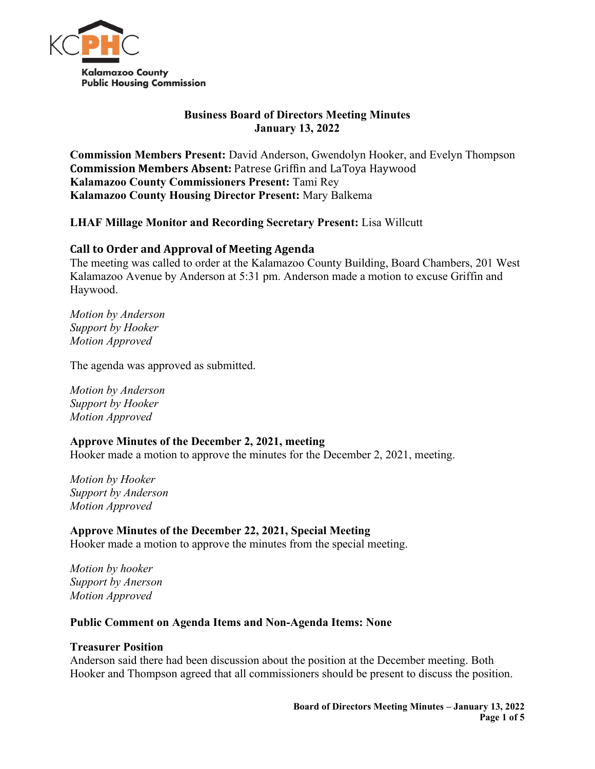Kalamazoo County
Public Housing Commission

# Business Board of Directors Meeting Minutes
## January 13, 2022

**Commission Members Present:** David Anderson, Gwendolyn Hooker, and Evelyn Thompson
**Commission Members Absent:** Patrese Griffin and LaToya Haywood
**Kalamazoo County Commissioners Present:** Tami Rey
**Kalamazoo County Housing Director Present:** Mary Balkema

**LHAF Millage Monitor and Recording Secretary Present:** Lisa Willcutt

### Call to Order and Approval of Meeting Agenda

The meeting was called to order at the Kalamazoo County Building, Board Chambers, 201 West Kalamazoo Avenue by Anderson at 5:31 pm. Anderson made a motion to excuse Griffin and Haywood.

*Motion by Anderson*
*Support by Hooker*
*Motion Approved*

The agenda was approved as submitted.

*Motion by Anderson*
*Support by Hooker*
*Motion Approved*

### Approve Minutes of the December 2, 2021, meeting

Hooker made a motion to approve the minutes for the December 2, 2021, meeting.

*Motion by Hooker*
*Support by Anderson*
*Motion Approved*

### Approve Minutes of the December 22, 2021, Special Meeting

Hooker made a motion to approve the minutes from the special meeting.

*Motion by hooker*
*Support by Anerson*
*Motion Approved*

### Public Comment on Agenda Items and Non-Agenda Items: None

### Treasurer Position

Anderson said there had been discussion about the position at the December meeting. Both Hooker and Thompson agreed that all commissioners should be present to discuss the position.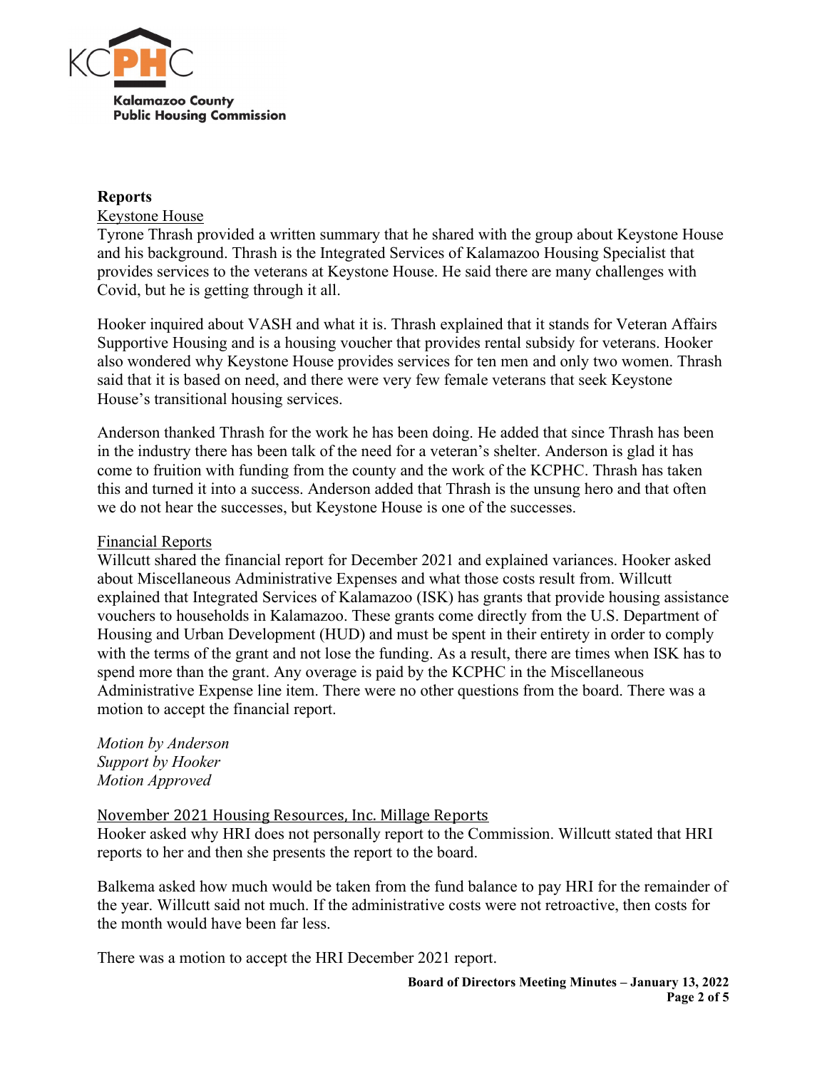**Reports**

Keystone House

Tyrone Thrash provided a written summary that he shared with the group about Keystone House and his background. Thrash is the Integrated Services of Kalamazoo Housing Specialist that provides services to the veterans at Keystone House. He said there are many challenges with Covid, but he is getting through it all.

Hooker inquired about VASH and what it is. Thrash explained that it stands for Veteran Affairs Supportive Housing and is a housing voucher that provides rental subsidy for veterans. Hooker also wondered why Keystone House provides services for ten men and only two women. Thrash said that it is based on need, and there were very few female veterans that seek Keystone House's transitional housing services.

Anderson thanked Thrash for the work he has been doing. He added that since Thrash has been in the industry there has been talk of the need for a veteran's shelter. Anderson is glad it has come to fruition with funding from the county and the work of the KCPHC. Thrash has taken this and turned it into a success. Anderson added that Thrash is the unsung hero and that often we do not hear the successes, but Keystone House is one of the successes.

Financial Reports

Willcutt shared the financial report for December 2021 and explained variances. Hooker asked about Miscellaneous Administrative Expenses and what those costs result from. Willcutt explained that Integrated Services of Kalamazoo (ISK) has grants that provide housing assistance vouchers to households in Kalamazoo. These grants come directly from the U.S. Department of Housing and Urban Development (HUD) and must be spent in their entirety in order to comply with the terms of the grant and not lose the funding. As a result, there are times when ISK has to spend more than the grant. Any overage is paid by the KCPHC in the Miscellaneous Administrative Expense line item. There were no other questions from the board. There was a motion to accept the financial report.

*Motion by Anderson*
*Support by Hooker*
*Motion Approved*

November 2021 Housing Resources, Inc. Millage Reports

Hooker asked why HRI does not personally report to the Commission. Willcutt stated that HRI reports to her and then she presents the report to the board.

Balkema asked how much would be taken from the fund balance to pay HRI for the remainder of the year. Willcutt said not much. If the administrative costs were not retroactive, then costs for the month would have been far less.

There was a motion to accept the HRI December 2021 report.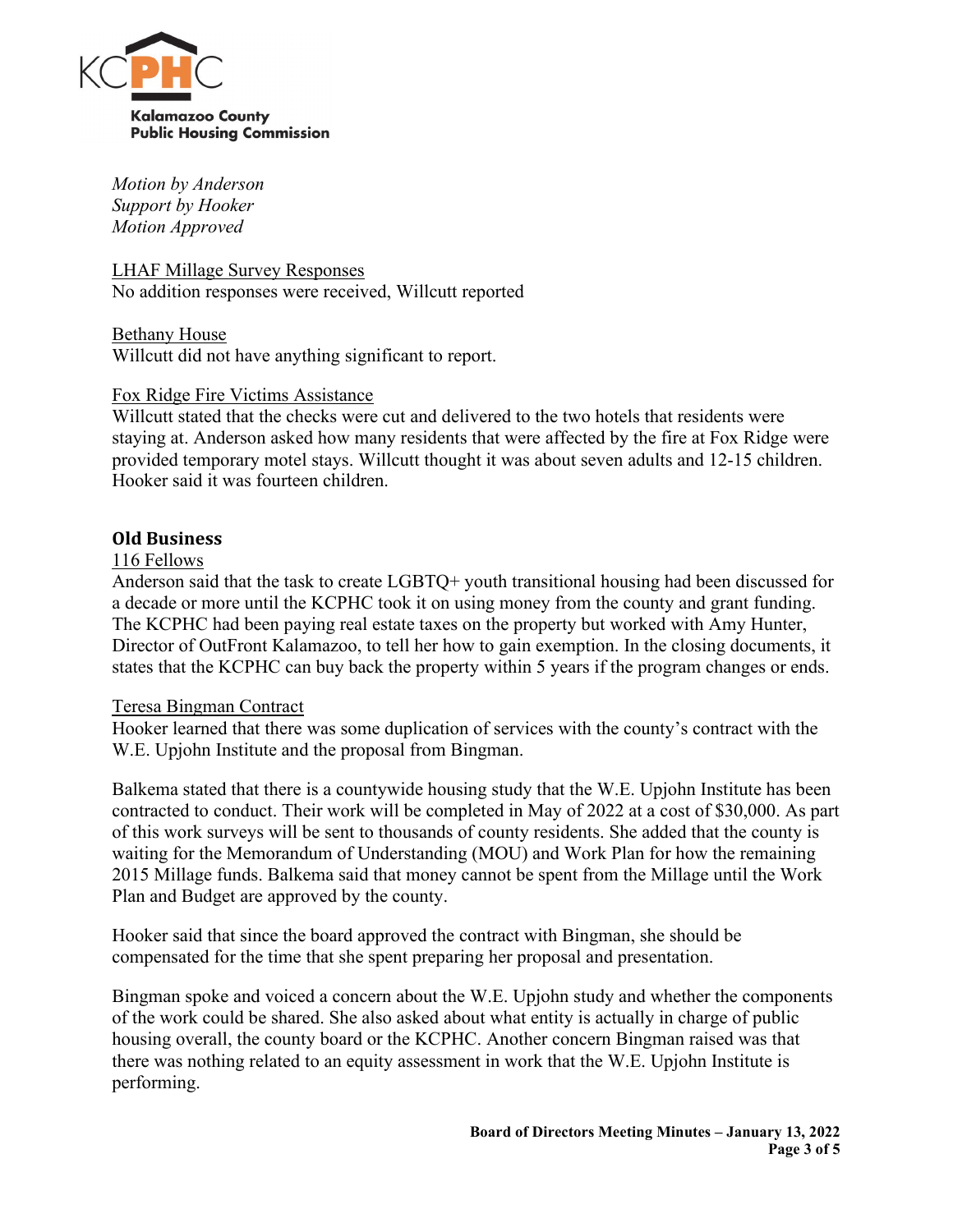*Motion by Anderson*
*Support by Hooker*
*Motion Approved*

LHAF Millage Survey Responses
No addition responses were received, Willcutt reported

Bethany House
Willcutt did not have anything significant to report.

Fox Ridge Fire Victims Assistance
Willcutt stated that the checks were cut and delivered to the two hotels that residents were staying at. Anderson asked how many residents that were affected by the fire at Fox Ridge were provided temporary motel stays. Willcutt thought it was about seven adults and 12-15 children. Hooker said it was fourteen children.

## Old Business

116 Fellows
Anderson said that the task to create LGBTQ+ youth transitional housing had been discussed for a decade or more until the KCPHC took it on using money from the county and grant funding. The KCPHC had been paying real estate taxes on the property but worked with Amy Hunter, Director of OutFront Kalamazoo, to tell her how to gain exemption. In the closing documents, it states that the KCPHC can buy back the property within 5 years if the program changes or ends.

Teresa Bingman Contract
Hooker learned that there was some duplication of services with the county's contract with the W.E. Upjohn Institute and the proposal from Bingman.

Balkema stated that there is a countywide housing study that the W.E. Upjohn Institute has been contracted to conduct. Their work will be completed in May of 2022 at a cost of $30,000. As part of this work surveys will be sent to thousands of county residents. She added that the county is waiting for the Memorandum of Understanding (MOU) and Work Plan for how the remaining 2015 Millage funds. Balkema said that money cannot be spent from the Millage until the Work Plan and Budget are approved by the county.

Hooker said that since the board approved the contract with Bingman, she should be compensated for the time that she spent preparing her proposal and presentation.

Bingman spoke and voiced a concern about the W.E. Upjohn study and whether the components of the work could be shared. She also asked about what entity is actually in charge of public housing overall, the county board or the KCPHC. Another concern Bingman raised was that there was nothing related to an equity assessment in work that the W.E. Upjohn Institute is performing.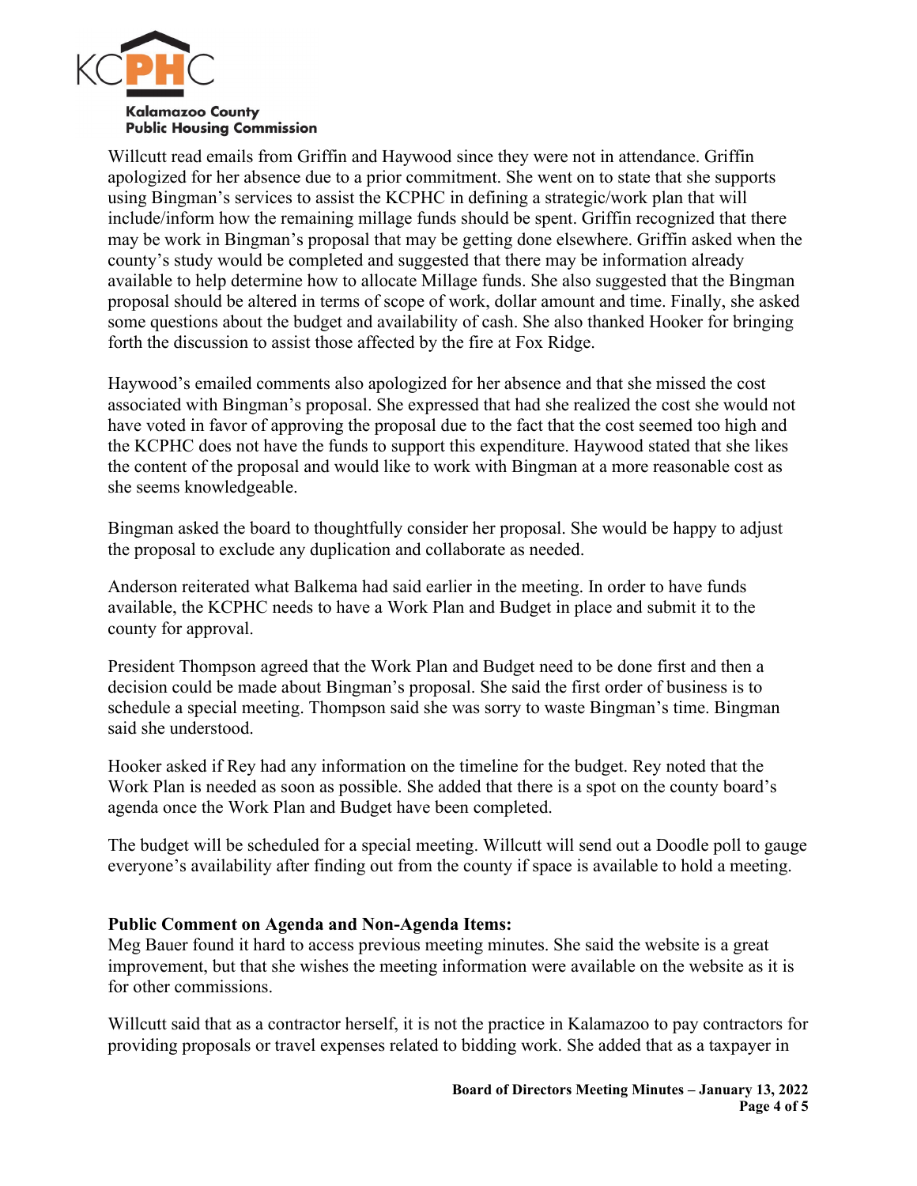Willcutt read emails from Griffin and Haywood since they were not in attendance. Griffin apologized for her absence due to a prior commitment. She went on to state that she supports using Bingman's services to assist the KCPHC in defining a strategic/work plan that will include/inform how the remaining millage funds should be spent. Griffin recognized that there may be work in Bingman's proposal that may be getting done elsewhere. Griffin asked when the county's study would be completed and suggested that there may be information already available to help determine how to allocate Millage funds. She also suggested that the Bingman proposal should be altered in terms of scope of work, dollar amount and time. Finally, she asked some questions about the budget and availability of cash. She also thanked Hooker for bringing forth the discussion to assist those affected by the fire at Fox Ridge.

Haywood's emailed comments also apologized for her absence and that she missed the cost associated with Bingman's proposal. She expressed that had she realized the cost she would not have voted in favor of approving the proposal due to the fact that the cost seemed too high and the KCPHC does not have the funds to support this expenditure. Haywood stated that she likes the content of the proposal and would like to work with Bingman at a more reasonable cost as she seems knowledgeable.

Bingman asked the board to thoughtfully consider her proposal. She would be happy to adjust the proposal to exclude any duplication and collaborate as needed.

Anderson reiterated what Balkema had said earlier in the meeting. In order to have funds available, the KCPHC needs to have a Work Plan and Budget in place and submit it to the county for approval.

President Thompson agreed that the Work Plan and Budget need to be done first and then a decision could be made about Bingman's proposal. She said the first order of business is to schedule a special meeting. Thompson said she was sorry to waste Bingman's time. Bingman said she understood.

Hooker asked if Rey had any information on the timeline for the budget. Rey noted that the Work Plan is needed as soon as possible. She added that there is a spot on the county board's agenda once the Work Plan and Budget have been completed.

The budget will be scheduled for a special meeting. Willcutt will send out a Doodle poll to gauge everyone's availability after finding out from the county if space is available to hold a meeting.

**Public Comment on Agenda and Non-Agenda Items:**
Meg Bauer found it hard to access previous meeting minutes. She said the website is a great improvement, but that she wishes the meeting information were available on the website as it is for other commissions.

Willcutt said that as a contractor herself, it is not the practice in Kalamazoo to pay contractors for providing proposals or travel expenses related to bidding work. She added that as a taxpayer in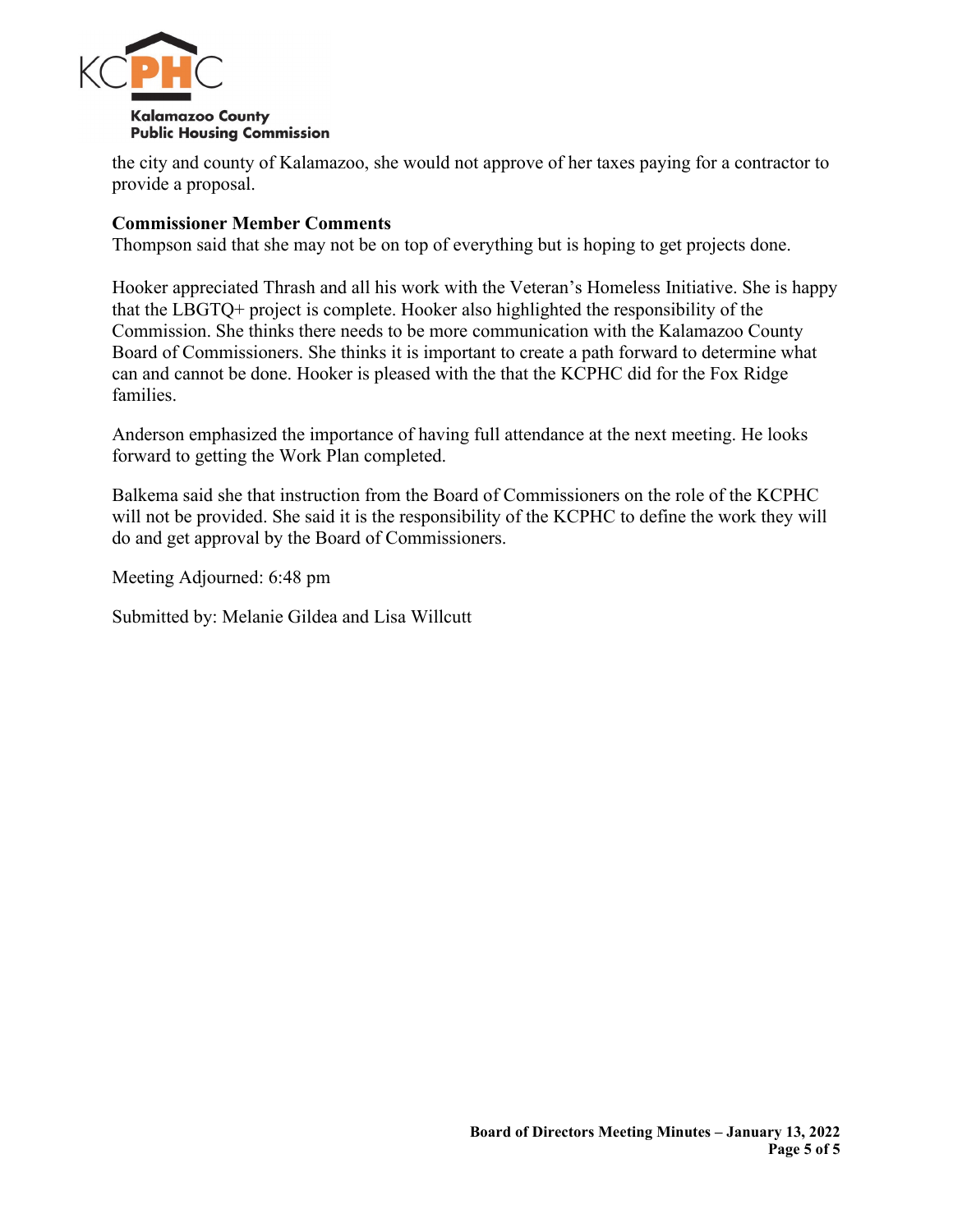the city and county of Kalamazoo, she would not approve of her taxes paying for a contractor to provide a proposal.

**Commissioner Member Comments**

Thompson said that she may not be on top of everything but is hoping to get projects done.

Hooker appreciated Thrash and all his work with the Veteran's Homeless Initiative. She is happy that the LBGTQ+ project is complete. Hooker also highlighted the responsibility of the Commission. She thinks there needs to be more communication with the Kalamazoo County Board of Commissioners. She thinks it is important to create a path forward to determine what can and cannot be done. Hooker is pleased with the that the KCPHC did for the Fox Ridge families.

Anderson emphasized the importance of having full attendance at the next meeting. He looks forward to getting the Work Plan completed.

Balkema said she that instruction from the Board of Commissioners on the role of the KCPHC will not be provided. She said it is the responsibility of the KCPHC to define the work they will do and get approval by the Board of Commissioners.

Meeting Adjourned: 6:48 pm

Submitted by: Melanie Gildea and Lisa Willcutt